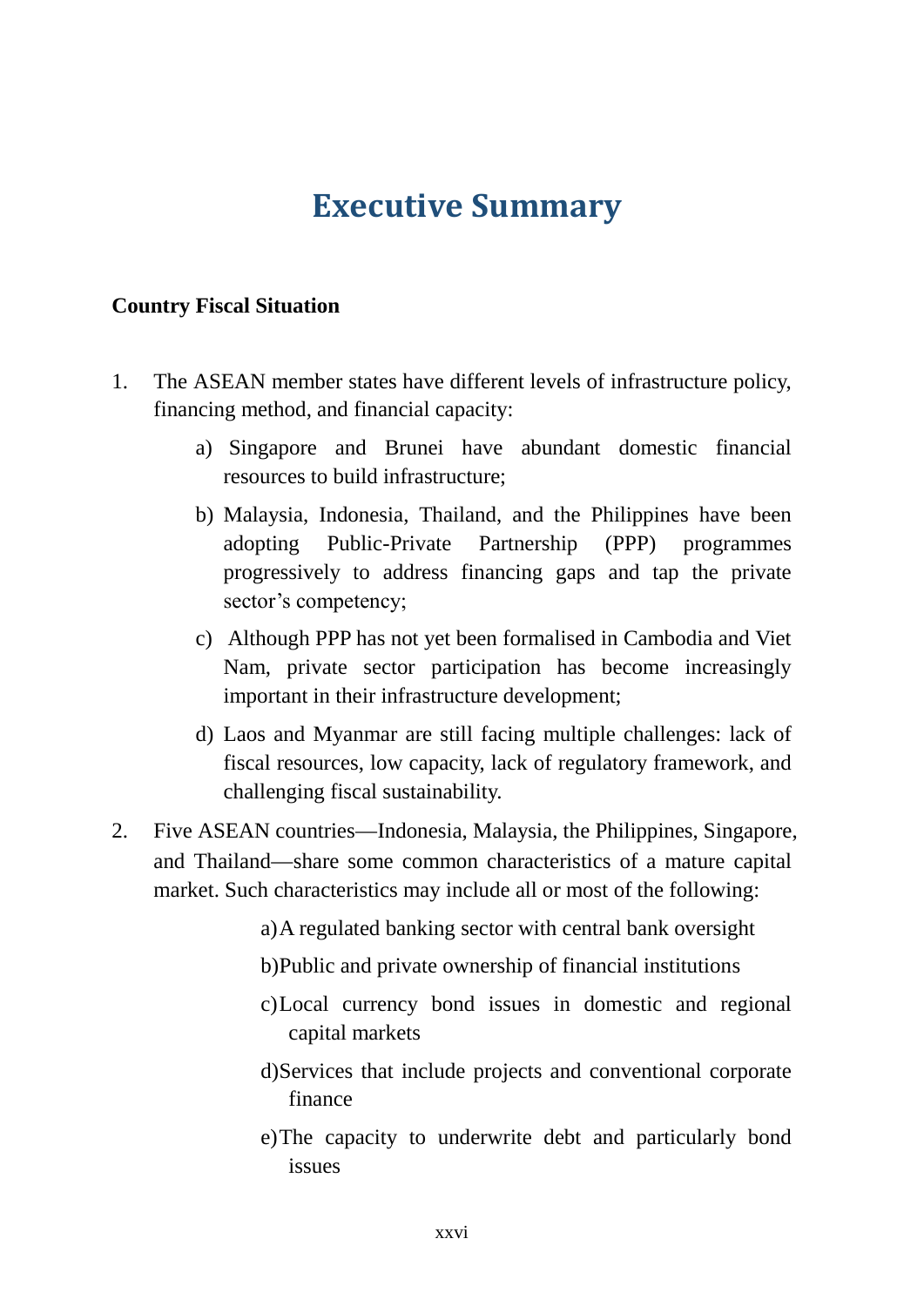# Executive Summary

**Country Fiscal Situation**

1. The ASEAN member states have different levels of infrastructure policy, financing method, and financial capacity:

    a) Singapore and Brunei have abundant domestic financial resources to build infrastructure;

    b) Malaysia, Indonesia, Thailand, and the Philippines have been adopting Public-Private Partnership (PPP) programmes progressively to address financing gaps and tap the private sector's competency;

    c) Although PPP has not yet been formalised in Cambodia and Viet Nam, private sector participation has become increasingly important in their infrastructure development;

    d) Laos and Myanmar are still facing multiple challenges: lack of fiscal resources, low capacity, lack of regulatory framework, and challenging fiscal sustainability.

2. Five ASEAN countries—Indonesia, Malaysia, the Philippines, Singapore, and Thailand—share some common characteristics of a mature capital market. Such characteristics may include all or most of the following:

    a) A regulated banking sector with central bank oversight

    b) Public and private ownership of financial institutions

    c) Local currency bond issues in domestic and regional capital markets

    d) Services that include projects and conventional corporate finance

    e) The capacity to underwrite debt and particularly bond issues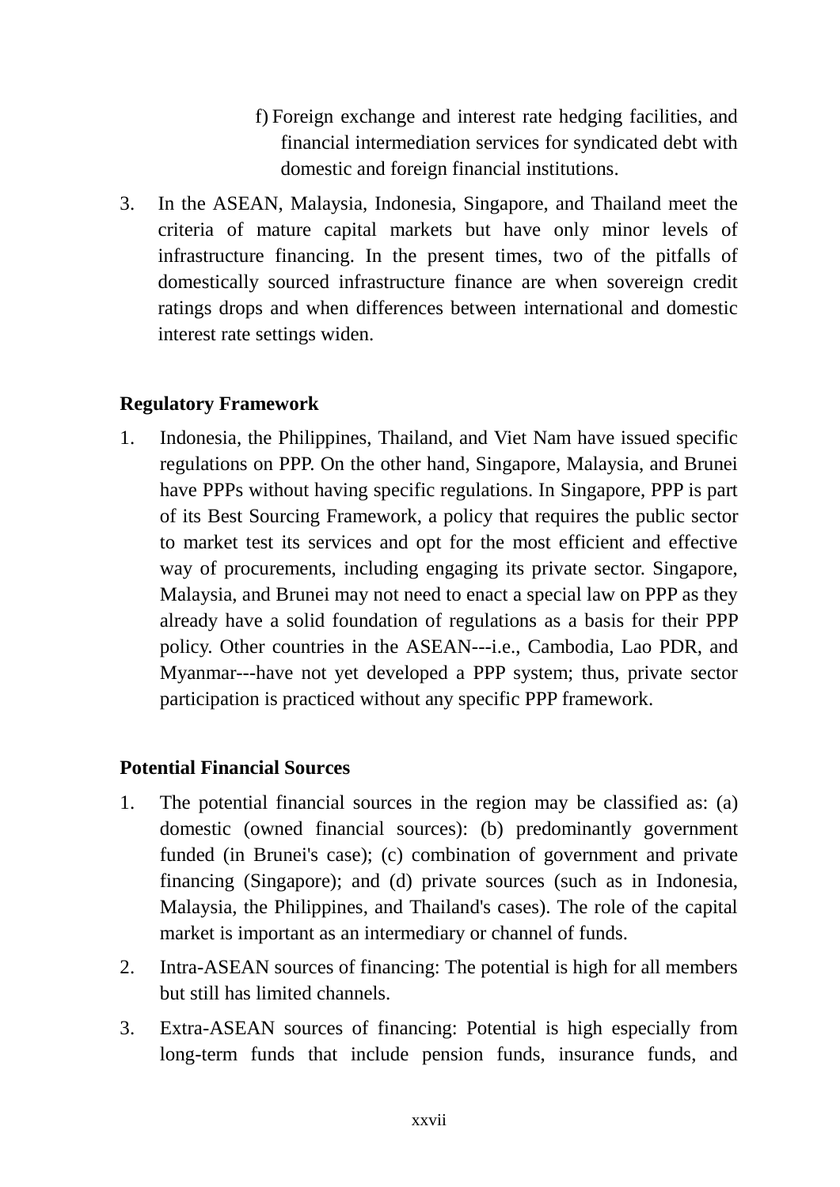f) Foreign exchange and interest rate hedging facilities, and financial intermediation services for syndicated debt with domestic and foreign financial institutions.

3. In the ASEAN, Malaysia, Indonesia, Singapore, and Thailand meet the criteria of mature capital markets but have only minor levels of infrastructure financing. In the present times, two of the pitfalls of domestically sourced infrastructure finance are when sovereign credit ratings drops and when differences between international and domestic interest rate settings widen.

**Regulatory Framework**

1. Indonesia, the Philippines, Thailand, and Viet Nam have issued specific regulations on PPP. On the other hand, Singapore, Malaysia, and Brunei have PPPs without having specific regulations. In Singapore, PPP is part of its Best Sourcing Framework, a policy that requires the public sector to market test its services and opt for the most efficient and effective way of procurements, including engaging its private sector. Singapore, Malaysia, and Brunei may not need to enact a special law on PPP as they already have a solid foundation of regulations as a basis for their PPP policy. Other countries in the ASEAN---i.e., Cambodia, Lao PDR, and Myanmar---have not yet developed a PPP system; thus, private sector participation is practiced without any specific PPP framework.

**Potential Financial Sources**

1. The potential financial sources in the region may be classified as: (a) domestic (owned financial sources): (b) predominantly government funded (in Brunei's case); (c) combination of government and private financing (Singapore); and (d) private sources (such as in Indonesia, Malaysia, the Philippines, and Thailand's cases). The role of the capital market is important as an intermediary or channel of funds.
2. Intra-ASEAN sources of financing: The potential is high for all members but still has limited channels.
3. Extra-ASEAN sources of financing: Potential is high especially from long-term funds that include pension funds, insurance funds, and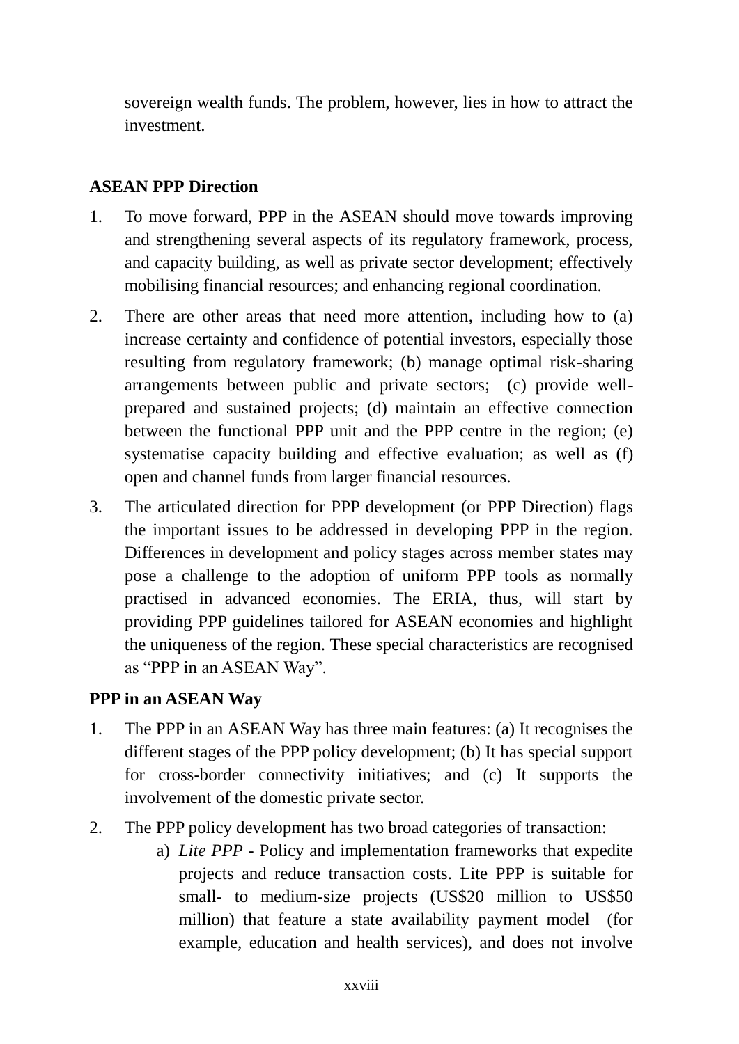sovereign wealth funds. The problem, however, lies in how to attract the investment.

**ASEAN PPP Direction**

1. To move forward, PPP in the ASEAN should move towards improving and strengthening several aspects of its regulatory framework, process, and capacity building, as well as private sector development; effectively mobilising financial resources; and enhancing regional coordination.

2. There are other areas that need more attention, including how to (a) increase certainty and confidence of potential investors, especially those resulting from regulatory framework; (b) manage optimal risk-sharing arrangements between public and private sectors; (c) provide well-prepared and sustained projects; (d) maintain an effective connection between the functional PPP unit and the PPP centre in the region; (e) systematise capacity building and effective evaluation; as well as (f) open and channel funds from larger financial resources.

3. The articulated direction for PPP development (or PPP Direction) flags the important issues to be addressed in developing PPP in the region. Differences in development and policy stages across member states may pose a challenge to the adoption of uniform PPP tools as normally practised in advanced economies. The ERIA, thus, will start by providing PPP guidelines tailored for ASEAN economies and highlight the uniqueness of the region. These special characteristics are recognised as "PPP in an ASEAN Way".

**PPP in an ASEAN Way**

1. The PPP in an ASEAN Way has three main features: (a) It recognises the different stages of the PPP policy development; (b) It has special support for cross-border connectivity initiatives; and (c) It supports the involvement of the domestic private sector.

2. The PPP policy development has two broad categories of transaction:
   a) *Lite PPP* - Policy and implementation frameworks that expedite projects and reduce transaction costs. Lite PPP is suitable for small- to medium-size projects (US$20 million to US$50 million) that feature a state availability payment model (for example, education and health services), and does not involve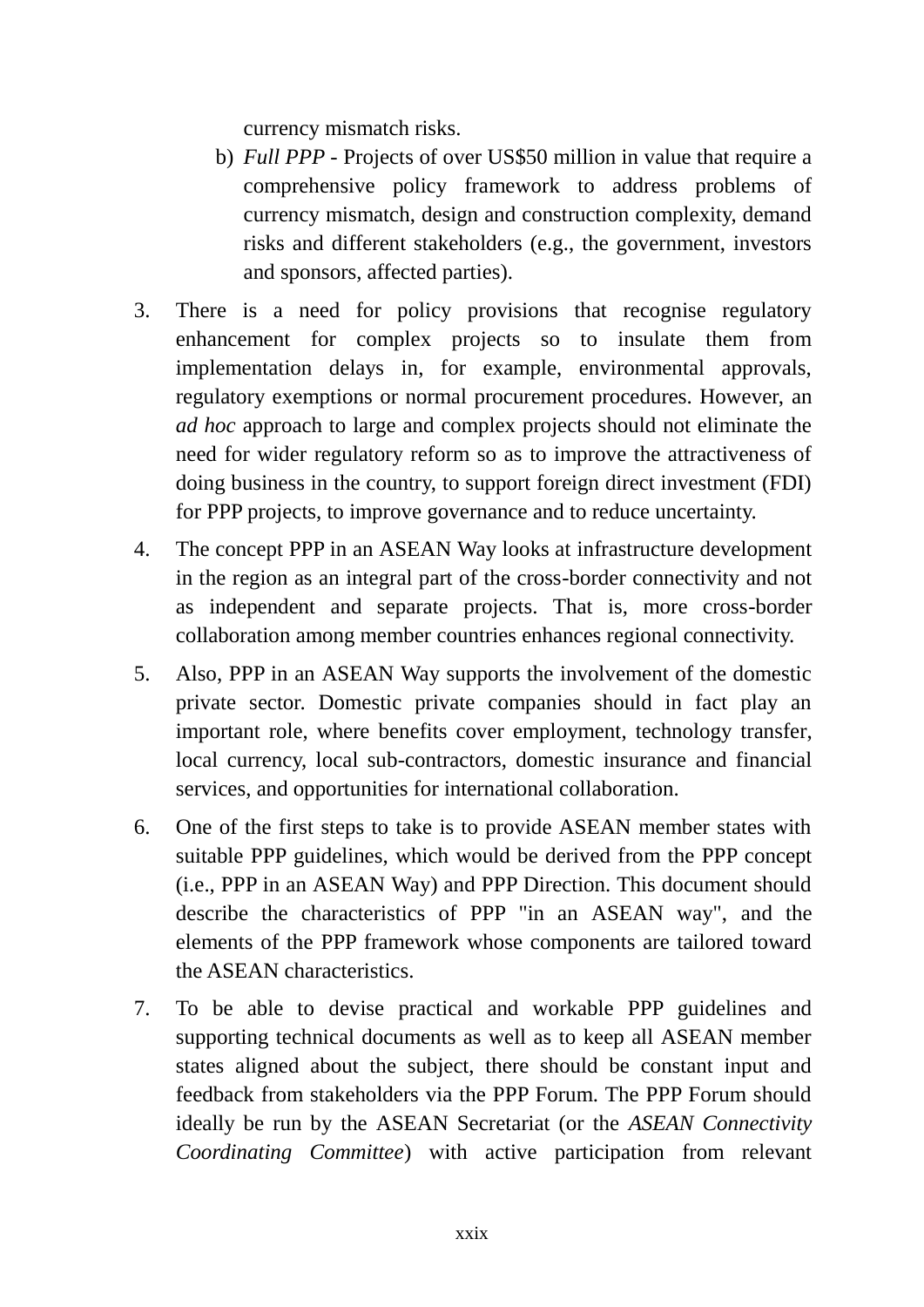currency mismatch risks.

b) *Full PPP* - Projects of over US$50 million in value that require a comprehensive policy framework to address problems of currency mismatch, design and construction complexity, demand risks and different stakeholders (e.g., the government, investors and sponsors, affected parties).

3. There is a need for policy provisions that recognise regulatory enhancement for complex projects so to insulate them from implementation delays in, for example, environmental approvals, regulatory exemptions or normal procurement procedures. However, an *ad hoc* approach to large and complex projects should not eliminate the need for wider regulatory reform so as to improve the attractiveness of doing business in the country, to support foreign direct investment (FDI) for PPP projects, to improve governance and to reduce uncertainty.

4. The concept PPP in an ASEAN Way looks at infrastructure development in the region as an integral part of the cross-border connectivity and not as independent and separate projects. That is, more cross-border collaboration among member countries enhances regional connectivity.

5. Also, PPP in an ASEAN Way supports the involvement of the domestic private sector. Domestic private companies should in fact play an important role, where benefits cover employment, technology transfer, local currency, local sub-contractors, domestic insurance and financial services, and opportunities for international collaboration.

6. One of the first steps to take is to provide ASEAN member states with suitable PPP guidelines, which would be derived from the PPP concept (i.e., PPP in an ASEAN Way) and PPP Direction. This document should describe the characteristics of PPP "in an ASEAN way", and the elements of the PPP framework whose components are tailored toward the ASEAN characteristics.

7. To be able to devise practical and workable PPP guidelines and supporting technical documents as well as to keep all ASEAN member states aligned about the subject, there should be constant input and feedback from stakeholders via the PPP Forum. The PPP Forum should ideally be run by the ASEAN Secretariat (or the *ASEAN Connectivity Coordinating Committee*) with active participation from relevant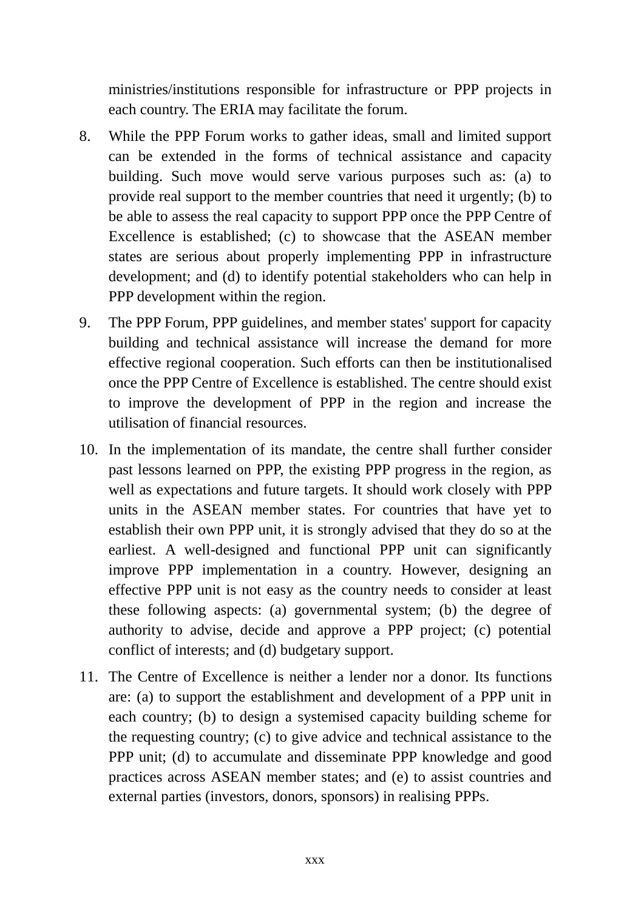ministries/institutions responsible for infrastructure or PPP projects in each country. The ERIA may facilitate the forum.

8. While the PPP Forum works to gather ideas, small and limited support can be extended in the forms of technical assistance and capacity building. Such move would serve various purposes such as: (a) to provide real support to the member countries that need it urgently; (b) to be able to assess the real capacity to support PPP once the PPP Centre of Excellence is established; (c) to showcase that the ASEAN member states are serious about properly implementing PPP in infrastructure development; and (d) to identify potential stakeholders who can help in PPP development within the region.

9. The PPP Forum, PPP guidelines, and member states' support for capacity building and technical assistance will increase the demand for more effective regional cooperation. Such efforts can then be institutionalised once the PPP Centre of Excellence is established. The centre should exist to improve the development of PPP in the region and increase the utilisation of financial resources.

10. In the implementation of its mandate, the centre shall further consider past lessons learned on PPP, the existing PPP progress in the region, as well as expectations and future targets. It should work closely with PPP units in the ASEAN member states. For countries that have yet to establish their own PPP unit, it is strongly advised that they do so at the earliest. A well-designed and functional PPP unit can significantly improve PPP implementation in a country. However, designing an effective PPP unit is not easy as the country needs to consider at least these following aspects: (a) governmental system; (b) the degree of authority to advise, decide and approve a PPP project; (c) potential conflict of interests; and (d) budgetary support.

11. The Centre of Excellence is neither a lender nor a donor. Its functions are: (a) to support the establishment and development of a PPP unit in each country; (b) to design a systemised capacity building scheme for the requesting country; (c) to give advice and technical assistance to the PPP unit; (d) to accumulate and disseminate PPP knowledge and good practices across ASEAN member states; and (e) to assist countries and external parties (investors, donors, sponsors) in realising PPPs.